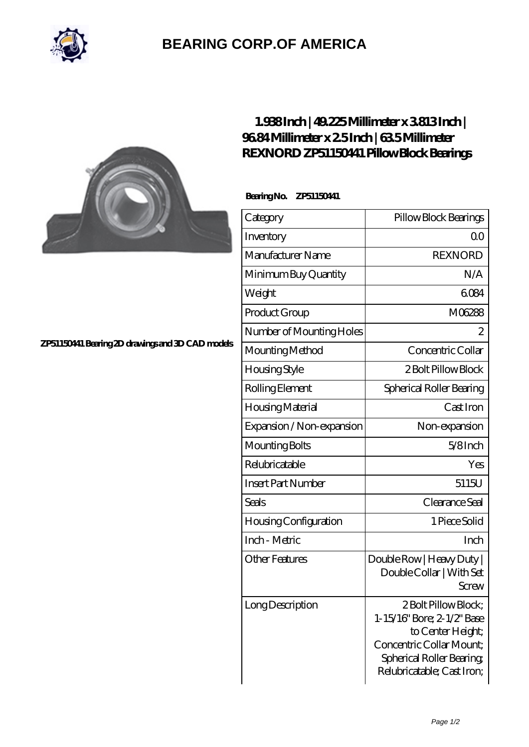# BEARING CORP.OF AMERICA

## 1.938 Inch | 49.225 Millimeter x 3.813 Inch | 96.84 Millimeter x 2.5 Inch | 63.5 Millimeter REXNORD ZP5115044I Pillow Block Bearings

ZP5115044I Bearing 2D drawings and 3D CAD models

**Bearing No. ZP5115044I**

| Category | Pillow Block Bearings |
|---|---|
| Inventory | 0.0 |
| Manufacturer Name | REXNORD |
| Minimum Buy Quantity | N/A |
| Weight | 6.084 |
| Product Group | M06288 |
| Number of Mounting Holes | 2 |
| Mounting Method | Concentric Collar |
| Housing Style | 2 Bolt Pillow Block |
| Rolling Element | Spherical Roller Bearing |
| Housing Material | Cast Iron |
| Expansion / Non-expansion | Non-expansion |
| Mounting Bolts | 5/8 Inch |
| Relubricatable | Yes |
| Insert Part Number | 5115U |
| Seals | Clearance Seal |
| Housing Configuration | 1 Piece Solid |
| Inch - Metric | Inch |
| Other Features | Double Row \| Heavy Duty \| Double Collar \| With Set Screw |
| Long Description | 2 Bolt Pillow Block; 1-15/16" Bore; 2-1/2" Base to Center Height; Concentric Collar Mount; Spherical Roller Bearing; Relubricatable; Cast Iron; |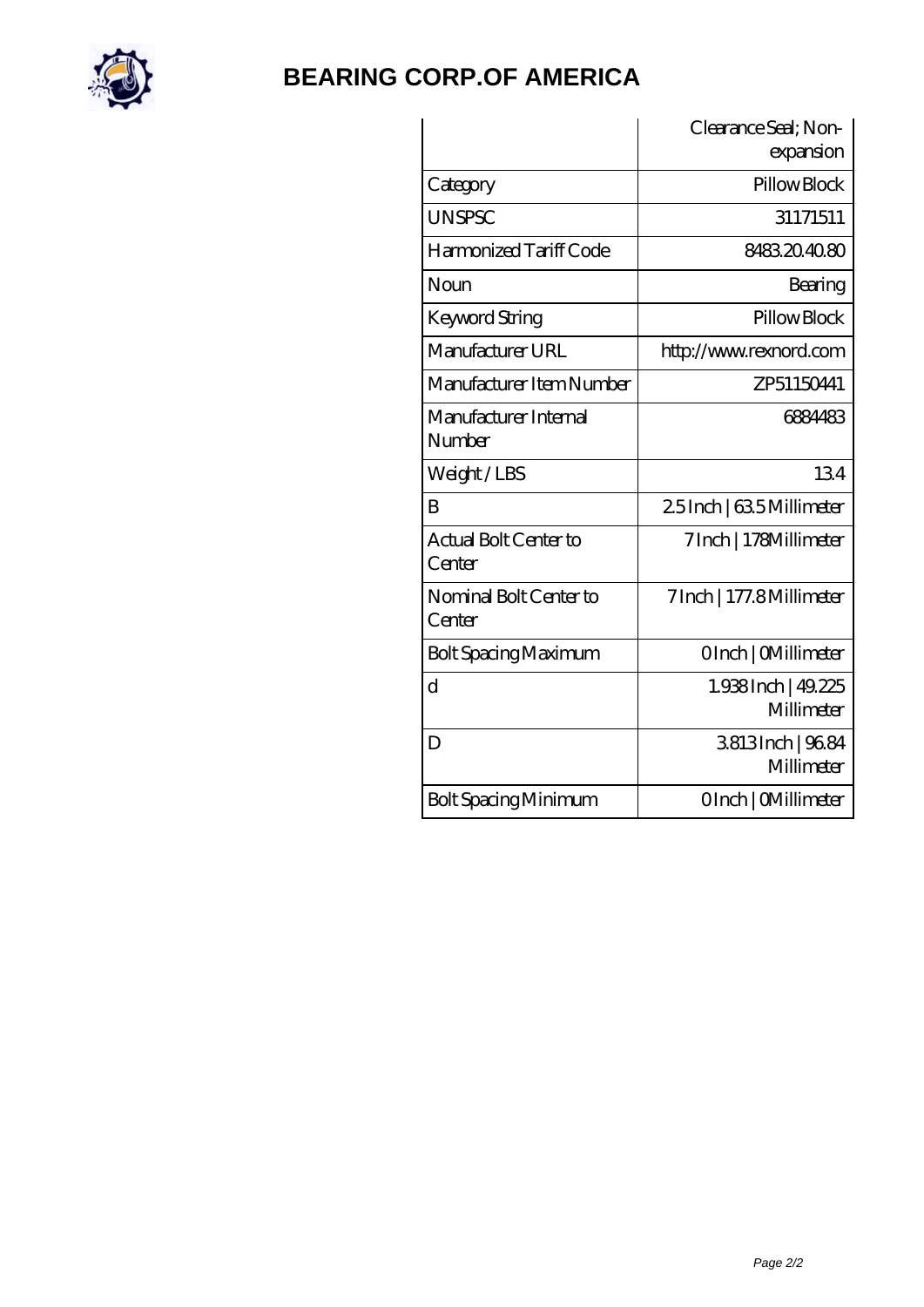# BEARING CORP.OF AMERICA

| | |
|---|---|
| | Clearance Seal; Non-expansion |
| Category | Pillow Block |
| UNSPSC | 31171511 |
| Harmonized Tariff Code | 8483.20.40.80 |
| Noun | Bearing |
| Keyword String | Pillow Block |
| Manufacturer URL | http://www.rexnord.com |
| Manufacturer Item Number | ZP51150441 |
| Manufacturer Internal Number | 6884483 |
| Weight / LBS | 13.4 |
| B | 2.5 Inch \| 63.5 Millimeter |
| Actual Bolt Center to Center | 7 Inch \| 178 Millimeter |
| Nominal Bolt Center to Center | 7 Inch \| 177.8 Millimeter |
| Bolt Spacing Maximum | 0 Inch \| 0 Millimeter |
| d | 1.938 Inch \| 49.225 Millimeter |
| D | 3.813 Inch \| 96.84 Millimeter |
| Bolt Spacing Minimum | 0 Inch \| 0 Millimeter |